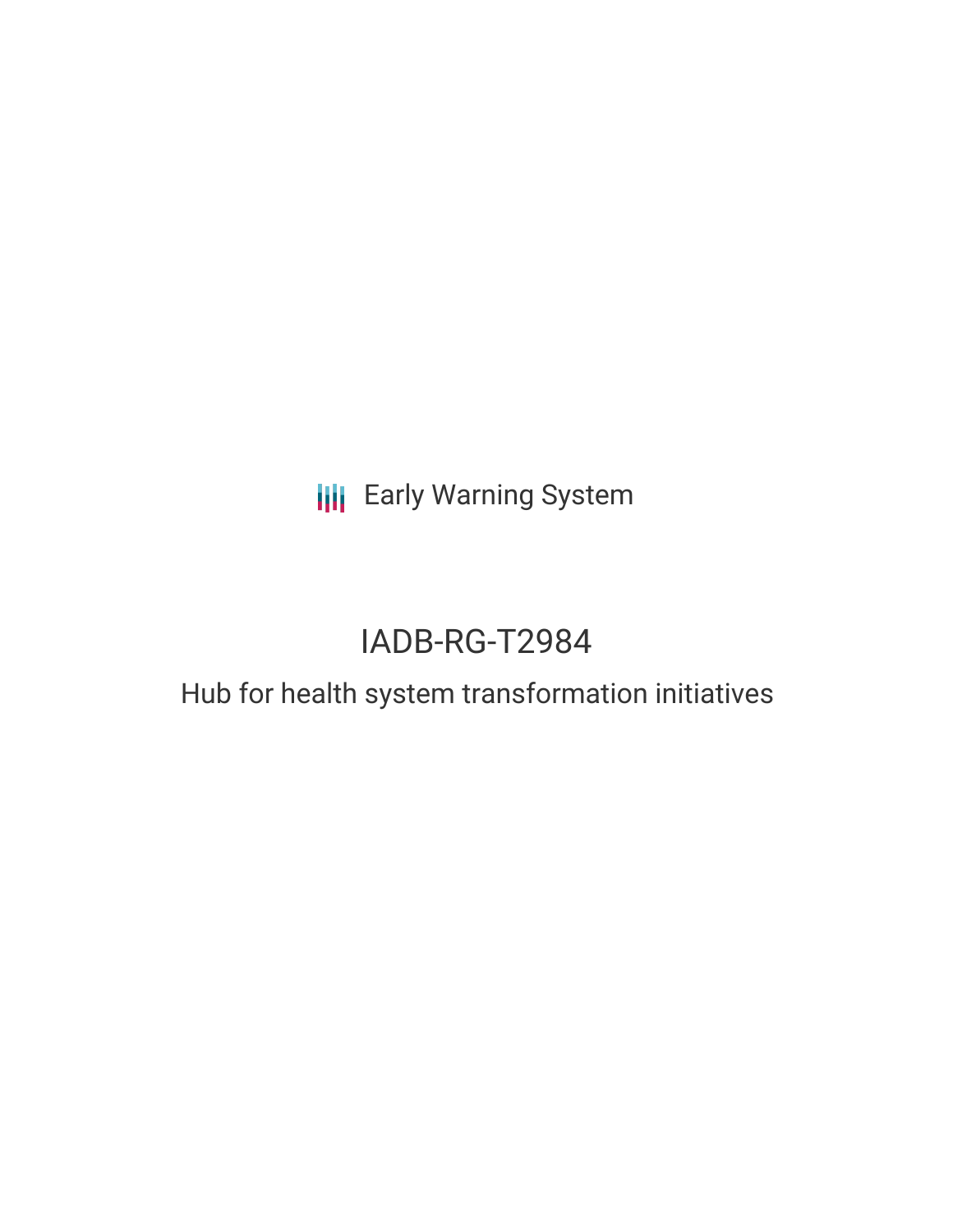Early Warning System

# IADB-RG-T2984

## Hub for health system transformation initiatives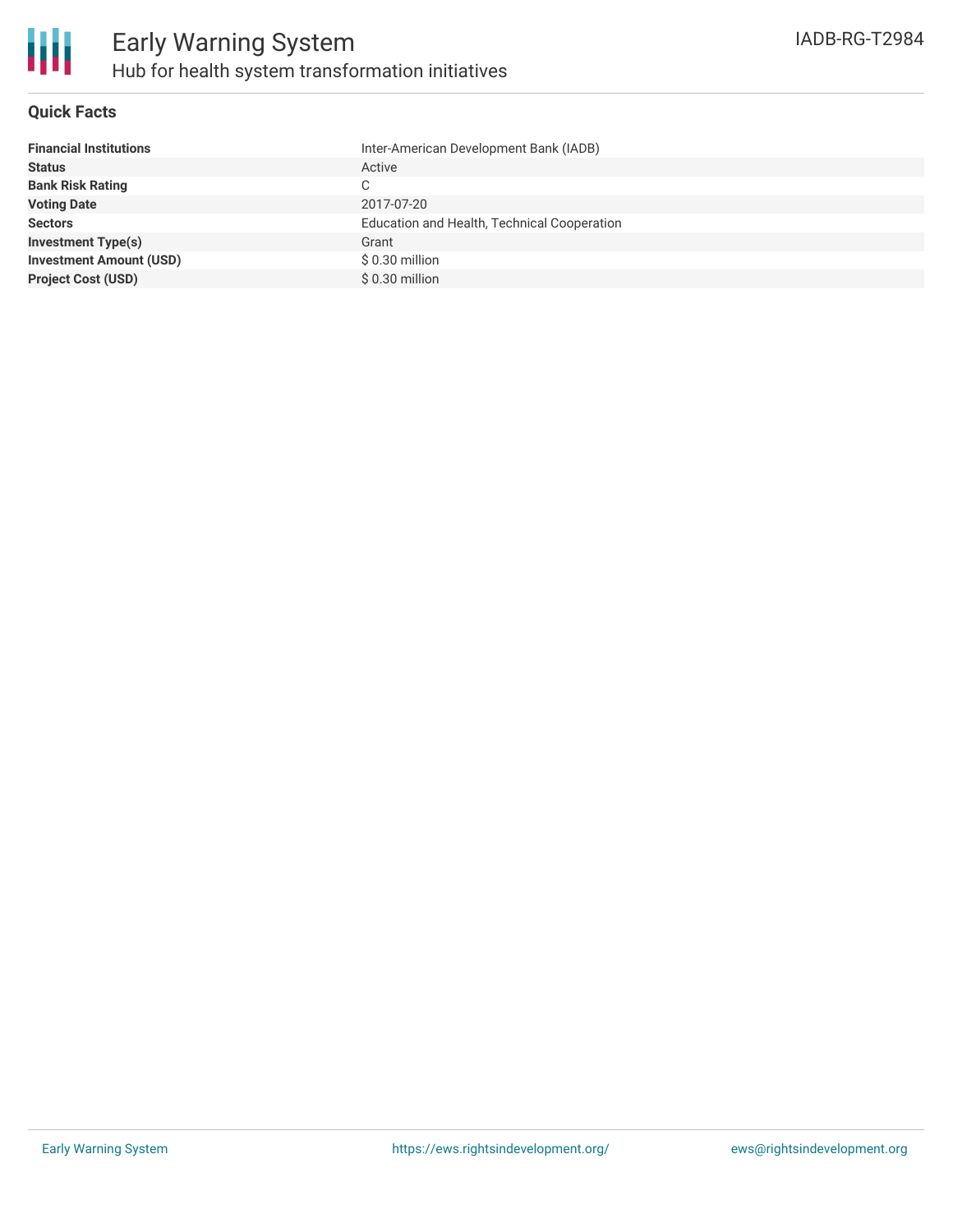# Early Warning System

## Hub for health system transformation initiatives

IADB-RG-T2984

### Quick Facts

| | |
|---|---|
| **Financial Institutions** | Inter-American Development Bank (IADB) |
| **Status** | Active |
| **Bank Risk Rating** | C |
| **Voting Date** | 2017-07-20 |
| **Sectors** | Education and Health, Technical Cooperation |
| **Investment Type(s)** | Grant |
| **Investment Amount (USD)** | $ 0.30 million |
| **Project Cost (USD)** | $ 0.30 million |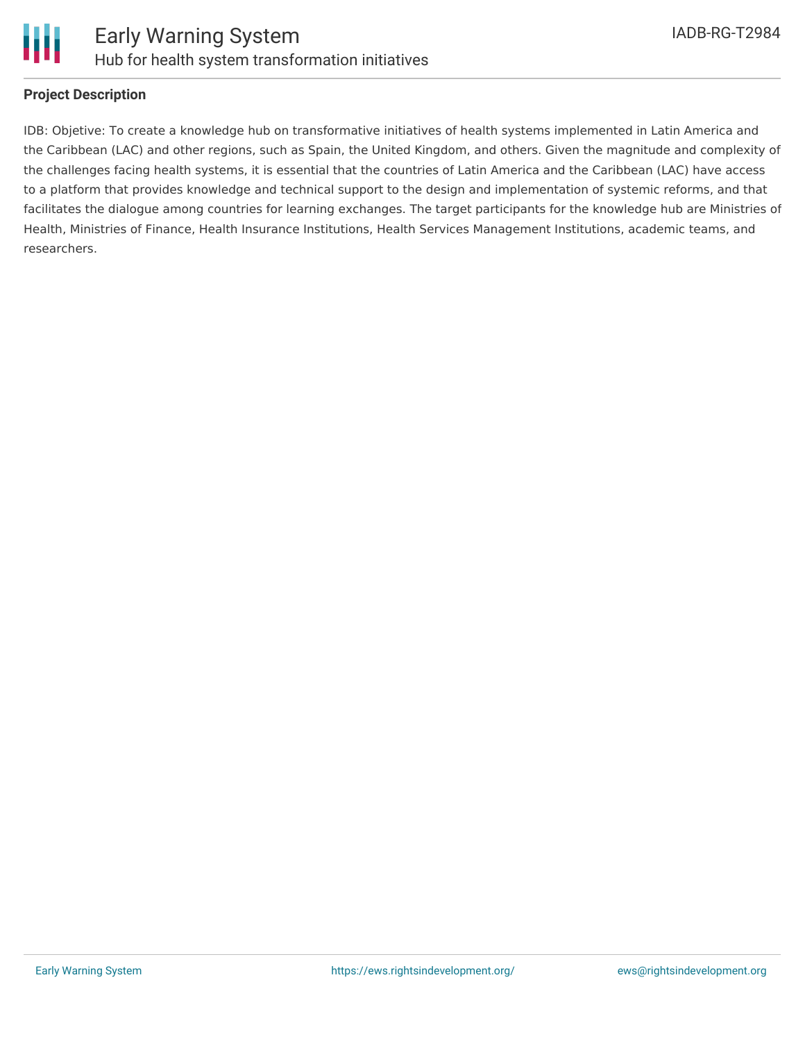## Project Description

IDB: Objetive: To create a knowledge hub on transformative initiatives of health systems implemented in Latin America and the Caribbean (LAC) and other regions, such as Spain, the United Kingdom, and others. Given the magnitude and complexity of the challenges facing health systems, it is essential that the countries of Latin America and the Caribbean (LAC) have access to a platform that provides knowledge and technical support to the design and implementation of systemic reforms, and that facilitates the dialogue among countries for learning exchanges. The target participants for the knowledge hub are Ministries of Health, Ministries of Finance, Health Insurance Institutions, Health Services Management Institutions, academic teams, and researchers.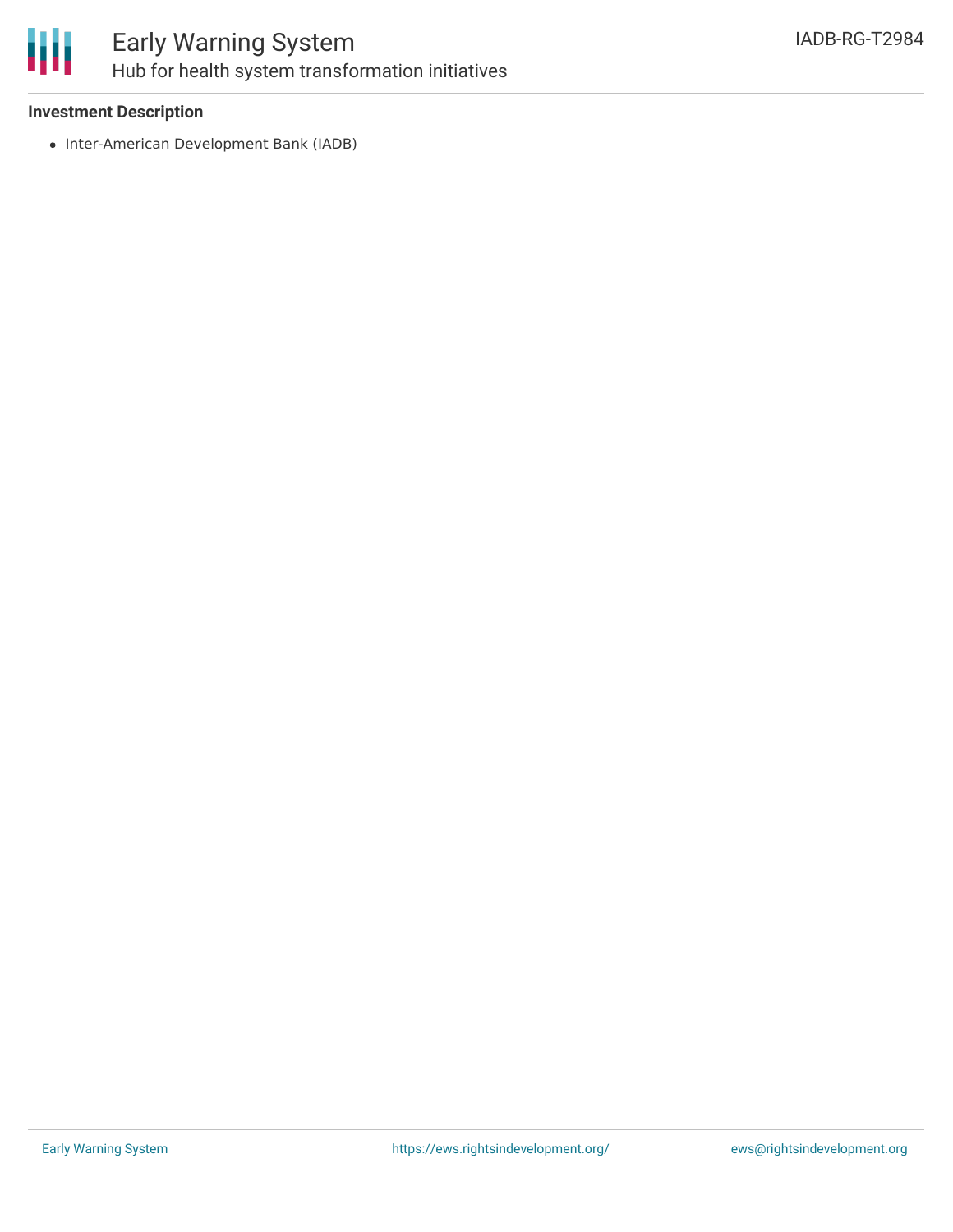### Investment Description

- Inter-American Development Bank (IADB)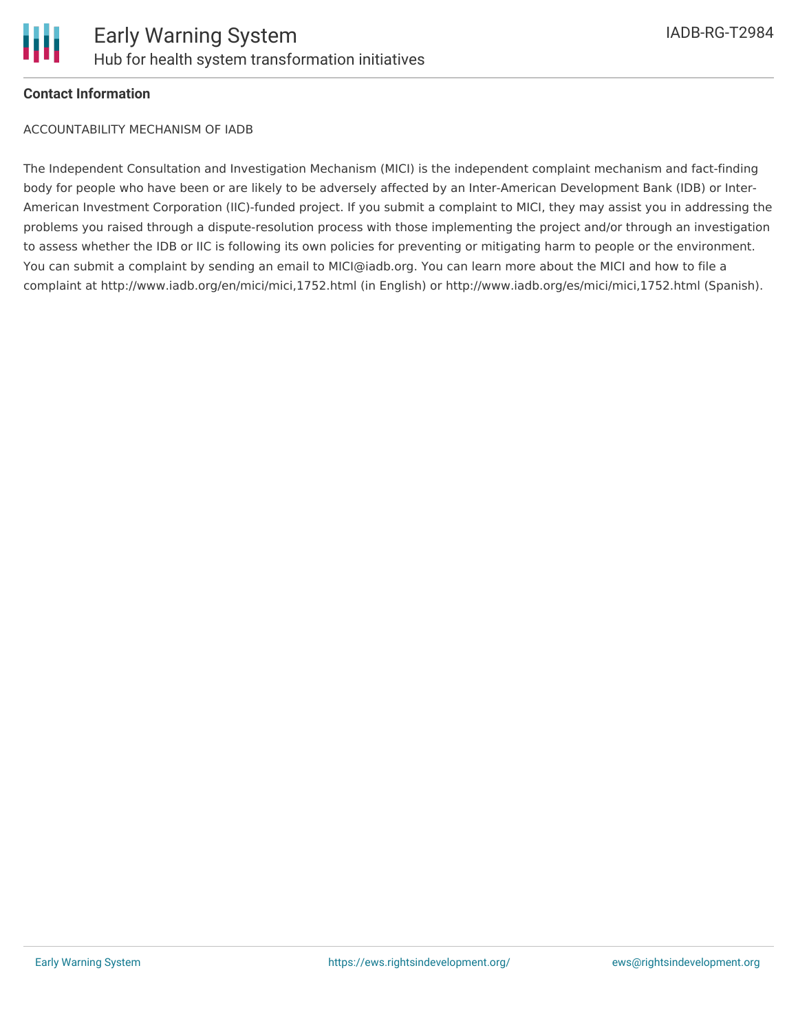**Contact Information**

ACCOUNTABILITY MECHANISM OF IADB

The Independent Consultation and Investigation Mechanism (MICI) is the independent complaint mechanism and fact-finding body for people who have been or are likely to be adversely affected by an Inter-American Development Bank (IDB) or Inter-American Investment Corporation (IIC)-funded project. If you submit a complaint to MICI, they may assist you in addressing the problems you raised through a dispute-resolution process with those implementing the project and/or through an investigation to assess whether the IDB or IIC is following its own policies for preventing or mitigating harm to people or the environment. You can submit a complaint by sending an email to MICI@iadb.org. You can learn more about the MICI and how to file a complaint at http://www.iadb.org/en/mici/mici,1752.html (in English) or http://www.iadb.org/es/mici/mici,1752.html (Spanish).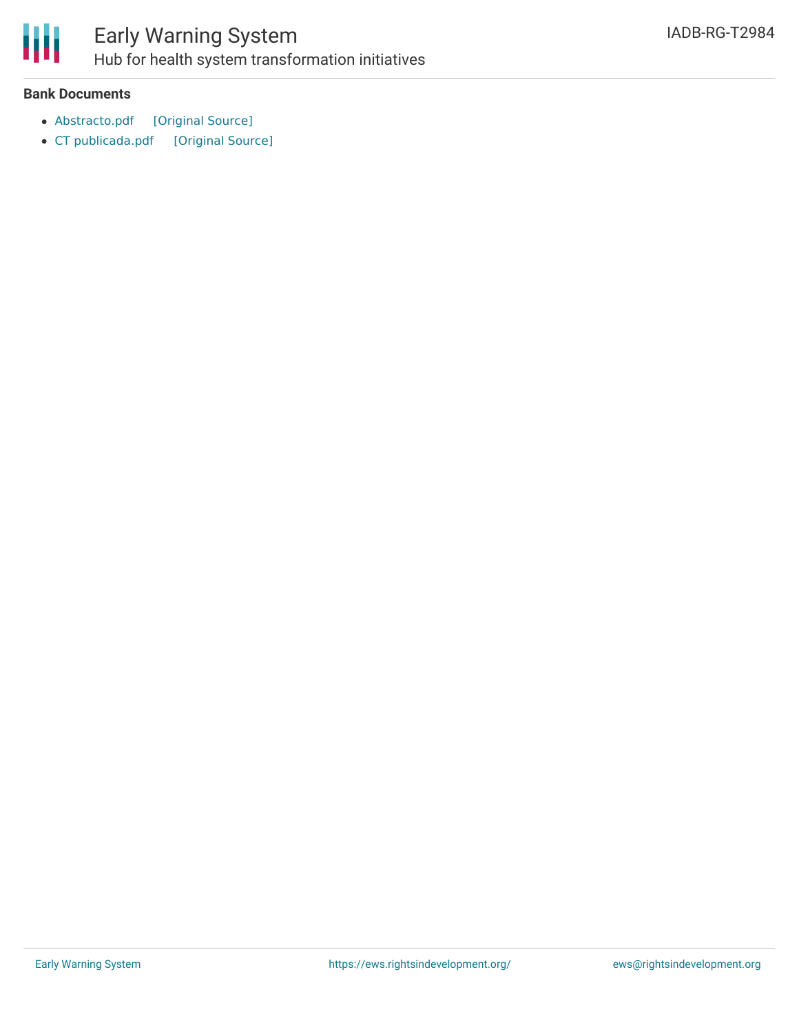**Bank Documents**

- Abstracto.pdf [Original Source]
- CT publicada.pdf [Original Source]